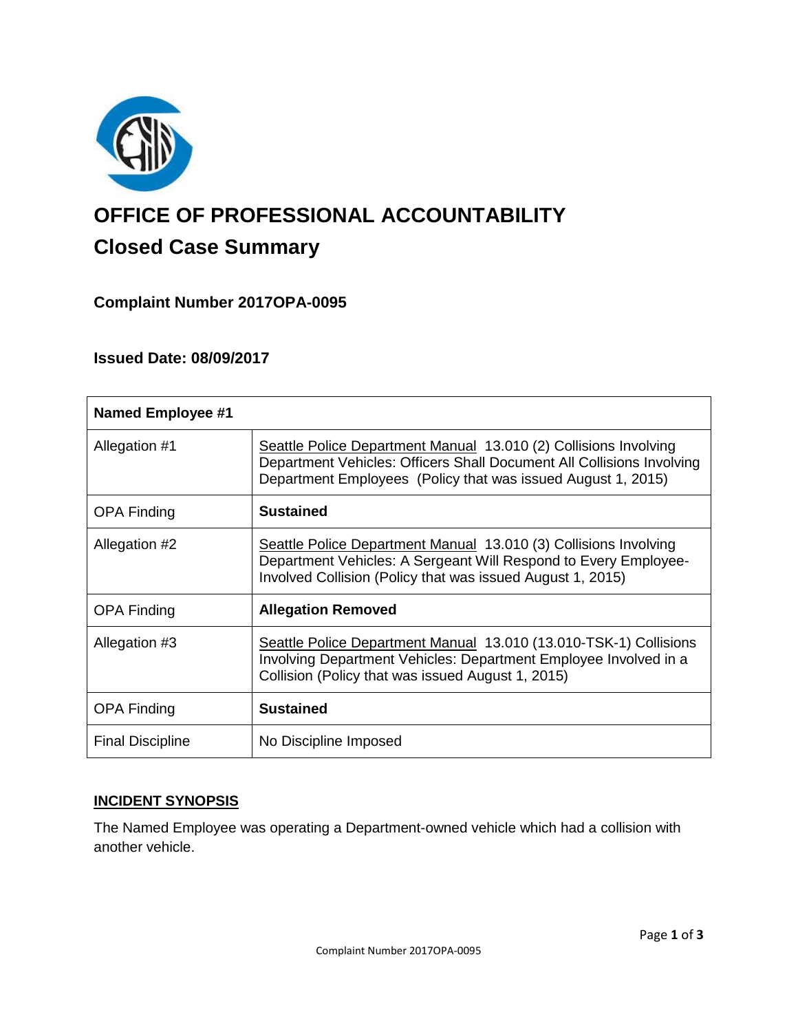# OFFICE OF PROFESSIONAL ACCOUNTABILITY

## Closed Case Summary

### Complaint Number 2017OPA-0095

### Issued Date: 08/09/2017

| Named Employee #1 | |
|---|---|
| Allegation #1 | Seattle Police Department Manual 13.010 (2) Collisions Involving Department Vehicles: Officers Shall Document All Collisions Involving Department Employees (Policy that was issued August 1, 2015) |
| OPA Finding | **Sustained** |
| Allegation #2 | Seattle Police Department Manual 13.010 (3) Collisions Involving Department Vehicles: A Sergeant Will Respond to Every Employee-Involved Collision (Policy that was issued August 1, 2015) |
| OPA Finding | **Allegation Removed** |
| Allegation #3 | Seattle Police Department Manual 13.010 (13.010-TSK-1) Collisions Involving Department Vehicles: Department Employee Involved in a Collision (Policy that was issued August 1, 2015) |
| OPA Finding | **Sustained** |
| Final Discipline | No Discipline Imposed |

**INCIDENT SYNOPSIS**

The Named Employee was operating a Department-owned vehicle which had a collision with another vehicle.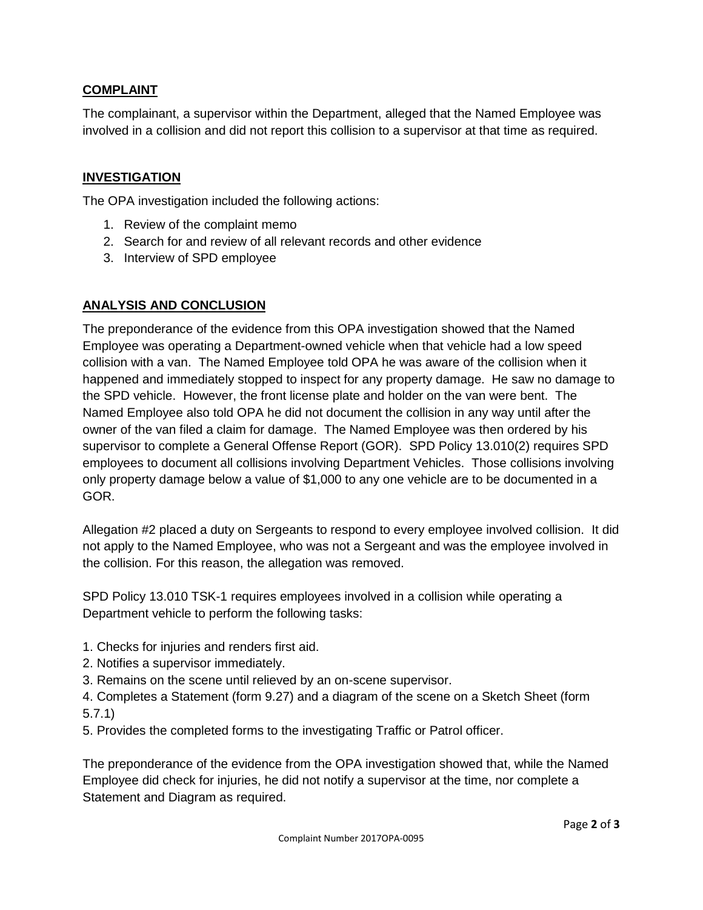## COMPLAINT

The complainant, a supervisor within the Department, alleged that the Named Employee was involved in a collision and did not report this collision to a supervisor at that time as required.

## INVESTIGATION

The OPA investigation included the following actions:

1. Review of the complaint memo
2. Search for and review of all relevant records and other evidence
3. Interview of SPD employee

## ANALYSIS AND CONCLUSION

The preponderance of the evidence from this OPA investigation showed that the Named Employee was operating a Department-owned vehicle when that vehicle had a low speed collision with a van. The Named Employee told OPA he was aware of the collision when it happened and immediately stopped to inspect for any property damage. He saw no damage to the SPD vehicle. However, the front license plate and holder on the van were bent. The Named Employee also told OPA he did not document the collision in any way until after the owner of the van filed a claim for damage. The Named Employee was then ordered by his supervisor to complete a General Offense Report (GOR). SPD Policy 13.010(2) requires SPD employees to document all collisions involving Department Vehicles. Those collisions involving only property damage below a value of $1,000 to any one vehicle are to be documented in a GOR.

Allegation #2 placed a duty on Sergeants to respond to every employee involved collision. It did not apply to the Named Employee, who was not a Sergeant and was the employee involved in the collision. For this reason, the allegation was removed.

SPD Policy 13.010 TSK-1 requires employees involved in a collision while operating a Department vehicle to perform the following tasks:

1. Checks for injuries and renders first aid.
2. Notifies a supervisor immediately.
3. Remains on the scene until relieved by an on-scene supervisor.
4. Completes a Statement (form 9.27) and a diagram of the scene on a Sketch Sheet (form 5.7.1)
5. Provides the completed forms to the investigating Traffic or Patrol officer.

The preponderance of the evidence from the OPA investigation showed that, while the Named Employee did check for injuries, he did not notify a supervisor at the time, nor complete a Statement and Diagram as required.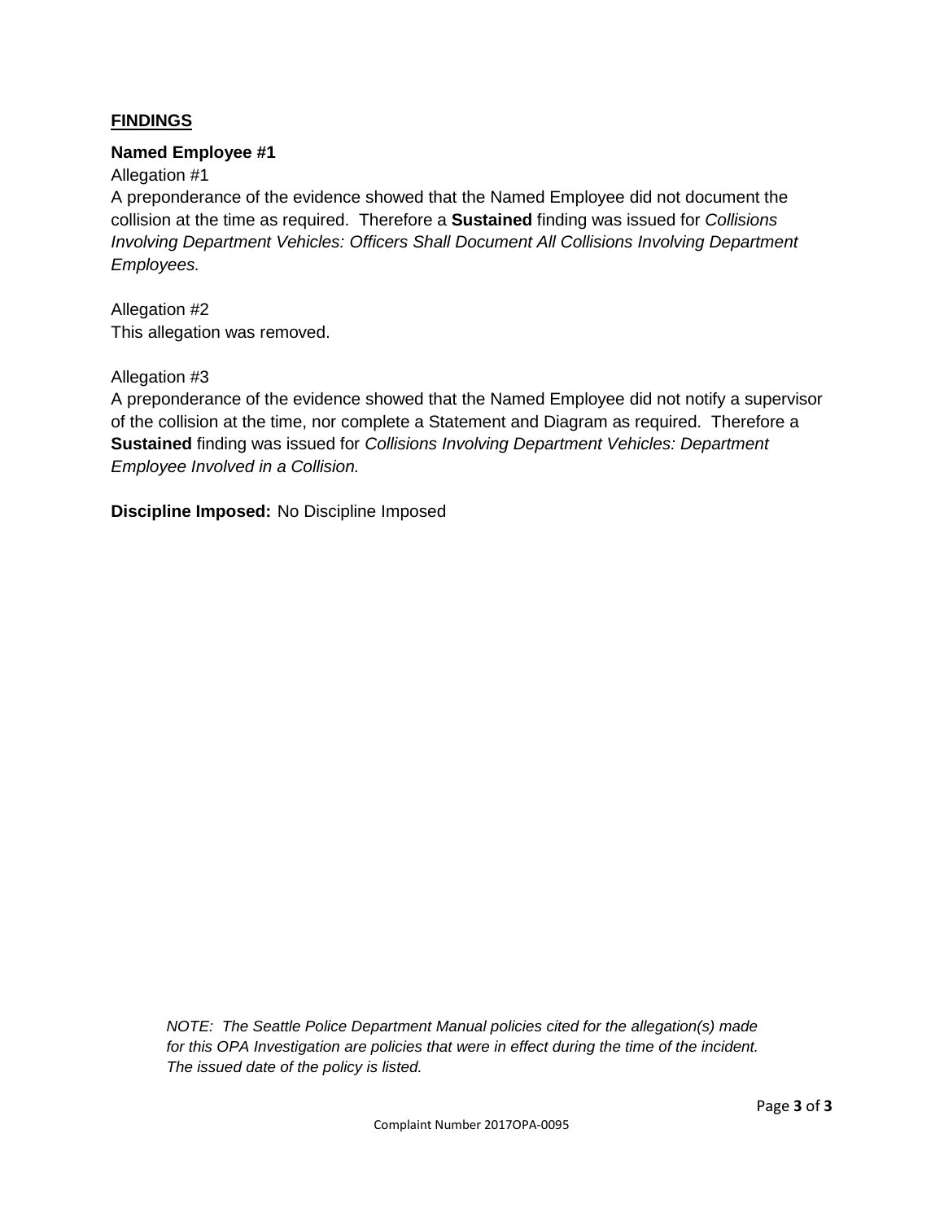## FINDINGS

**Named Employee #1**

Allegation #1

A preponderance of the evidence showed that the Named Employee did not document the collision at the time as required. Therefore a **Sustained** finding was issued for *Collisions Involving Department Vehicles: Officers Shall Document All Collisions Involving Department Employees.*

Allegation #2

This allegation was removed.

Allegation #3

A preponderance of the evidence showed that the Named Employee did not notify a supervisor of the collision at the time, nor complete a Statement and Diagram as required. Therefore a **Sustained** finding was issued for *Collisions Involving Department Vehicles: Department Employee Involved in a Collision.*

**Discipline Imposed:** No Discipline Imposed

*NOTE: The Seattle Police Department Manual policies cited for the allegation(s) made for this OPA Investigation are policies that were in effect during the time of the incident. The issued date of the policy is listed.*

Complaint Number 2017OPA-0095